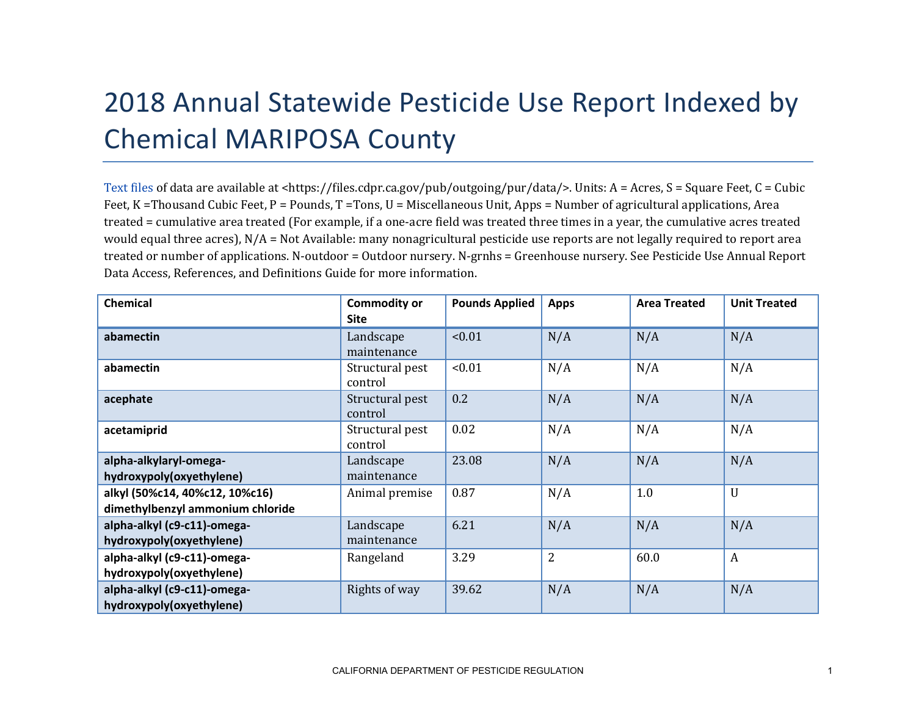# 2018 Annual Statewide Pesticide Use Report Indexed by Chemical MARIPOSA County

Text files of data are available at <https://files.cdpr.ca.gov/pub/outgoing/pur/data/>. Units: A = Acres, S = Square Feet, C = Cubic Feet, K =Thousand Cubic Feet, P = Pounds, T =Tons, U = Miscellaneous Unit, Apps = Number of agricultural applications, Area treated = cumulative area treated (For example, if a one-acre field was treated three times in a year, the cumulative acres treated would equal three acres), N/A = Not Available: many nonagricultural pesticide use reports are not legally required to report area treated or number of applications. N-outdoor = Outdoor nursery. N-grnhs = Greenhouse nursery. See Pesticide Use Annual Report Data Access, References, and Definitions Guide for more information.

| Chemical | Commodity or Site | Pounds Applied | Apps | Area Treated | Unit Treated |
|---|---|---|---|---|---|
| **abamectin** | Landscape maintenance | <0.01 | N/A | N/A | N/A |
| **abamectin** | Structural pest control | <0.01 | N/A | N/A | N/A |
| **acephate** | Structural pest control | 0.2 | N/A | N/A | N/A |
| **acetamiprid** | Structural pest control | 0.02 | N/A | N/A | N/A |
| **alpha-alkylaryl-omega-hydroxypoly(oxyethylene)** | Landscape maintenance | 23.08 | N/A | N/A | N/A |
| **alkyl (50%c14, 40%c12, 10%c16) dimethylbenzyl ammonium chloride** | Animal premise | 0.87 | N/A | 1.0 | U |
| **alpha-alkyl (c9-c11)-omega-hydroxypoly(oxyethylene)** | Landscape maintenance | 6.21 | N/A | N/A | N/A |
| **alpha-alkyl (c9-c11)-omega-hydroxypoly(oxyethylene)** | Rangeland | 3.29 | 2 | 60.0 | A |
| **alpha-alkyl (c9-c11)-omega-hydroxypoly(oxyethylene)** | Rights of way | 39.62 | N/A | N/A | N/A |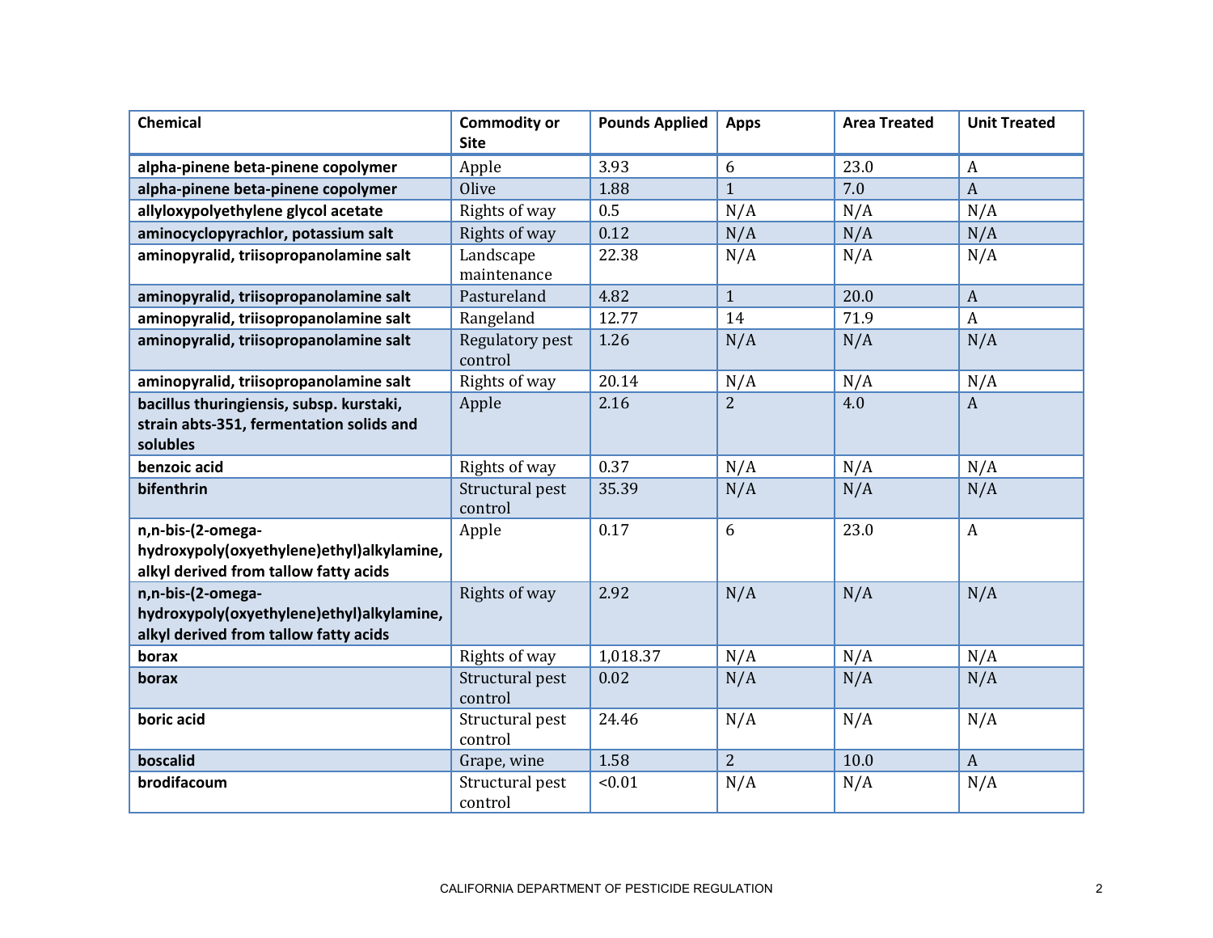| Chemical | Commodity or Site | Pounds Applied | Apps | Area Treated | Unit Treated |
|---|---|---|---|---|---|
| **alpha-pinene beta-pinene copolymer** | Apple | 3.93 | 6 | 23.0 | A |
| **alpha-pinene beta-pinene copolymer** | Olive | 1.88 | 1 | 7.0 | A |
| **allyloxypolyethylene glycol acetate** | Rights of way | 0.5 | N/A | N/A | N/A |
| **aminocyclopyrachlor, potassium salt** | Rights of way | 0.12 | N/A | N/A | N/A |
| **aminopyralid, triisopropanolamine salt** | Landscape maintenance | 22.38 | N/A | N/A | N/A |
| **aminopyralid, triisopropanolamine salt** | Pastureland | 4.82 | 1 | 20.0 | A |
| **aminopyralid, triisopropanolamine salt** | Rangeland | 12.77 | 14 | 71.9 | A |
| **aminopyralid, triisopropanolamine salt** | Regulatory pest control | 1.26 | N/A | N/A | N/A |
| **aminopyralid, triisopropanolamine salt** | Rights of way | 20.14 | N/A | N/A | N/A |
| **bacillus thuringiensis, subsp. kurstaki, strain abts-351, fermentation solids and solubles** | Apple | 2.16 | 2 | 4.0 | A |
| **benzoic acid** | Rights of way | 0.37 | N/A | N/A | N/A |
| **bifenthrin** | Structural pest control | 35.39 | N/A | N/A | N/A |
| **n,n-bis-(2-omega-hydroxypoly(oxyethylene)ethyl)alkylamine, alkyl derived from tallow fatty acids** | Apple | 0.17 | 6 | 23.0 | A |
| **n,n-bis-(2-omega-hydroxypoly(oxyethylene)ethyl)alkylamine, alkyl derived from tallow fatty acids** | Rights of way | 2.92 | N/A | N/A | N/A |
| **borax** | Rights of way | 1,018.37 | N/A | N/A | N/A |
| **borax** | Structural pest control | 0.02 | N/A | N/A | N/A |
| **boric acid** | Structural pest control | 24.46 | N/A | N/A | N/A |
| **boscalid** | Grape, wine | 1.58 | 2 | 10.0 | A |
| **brodifacoum** | Structural pest control | <0.01 | N/A | N/A | N/A |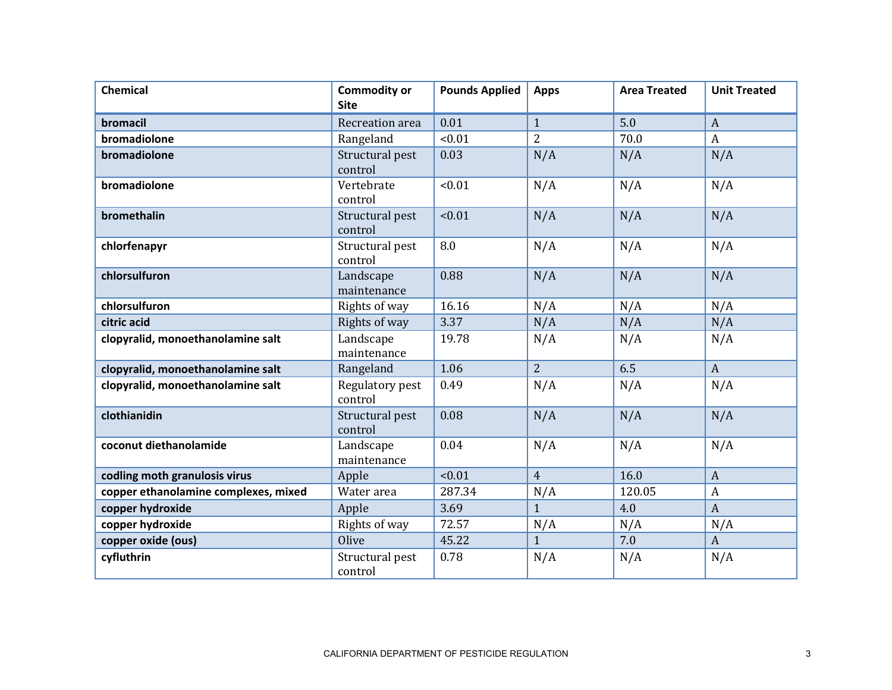| Chemical | Commodity or Site | Pounds Applied | Apps | Area Treated | Unit Treated |
|---|---|---|---|---|---|
| **bromacil** | Recreation area | 0.01 | 1 | 5.0 | A |
| **bromadiolone** | Rangeland | <0.01 | 2 | 70.0 | A |
| **bromadiolone** | Structural pest control | 0.03 | N/A | N/A | N/A |
| **bromadiolone** | Vertebrate control | <0.01 | N/A | N/A | N/A |
| **bromethalin** | Structural pest control | <0.01 | N/A | N/A | N/A |
| **chlorfenapyr** | Structural pest control | 8.0 | N/A | N/A | N/A |
| **chlorsulfuron** | Landscape maintenance | 0.88 | N/A | N/A | N/A |
| **chlorsulfuron** | Rights of way | 16.16 | N/A | N/A | N/A |
| **citric acid** | Rights of way | 3.37 | N/A | N/A | N/A |
| **clopyralid, monoethanolamine salt** | Landscape maintenance | 19.78 | N/A | N/A | N/A |
| **clopyralid, monoethanolamine salt** | Rangeland | 1.06 | 2 | 6.5 | A |
| **clopyralid, monoethanolamine salt** | Regulatory pest control | 0.49 | N/A | N/A | N/A |
| **clothianidin** | Structural pest control | 0.08 | N/A | N/A | N/A |
| **coconut diethanolamide** | Landscape maintenance | 0.04 | N/A | N/A | N/A |
| **codling moth granulosis virus** | Apple | <0.01 | 4 | 16.0 | A |
| **copper ethanolamine complexes, mixed** | Water area | 287.34 | N/A | 120.05 | A |
| **copper hydroxide** | Apple | 3.69 | 1 | 4.0 | A |
| **copper hydroxide** | Rights of way | 72.57 | N/A | N/A | N/A |
| **copper oxide (ous)** | Olive | 45.22 | 1 | 7.0 | A |
| **cyfluthrin** | Structural pest control | 0.78 | N/A | N/A | N/A |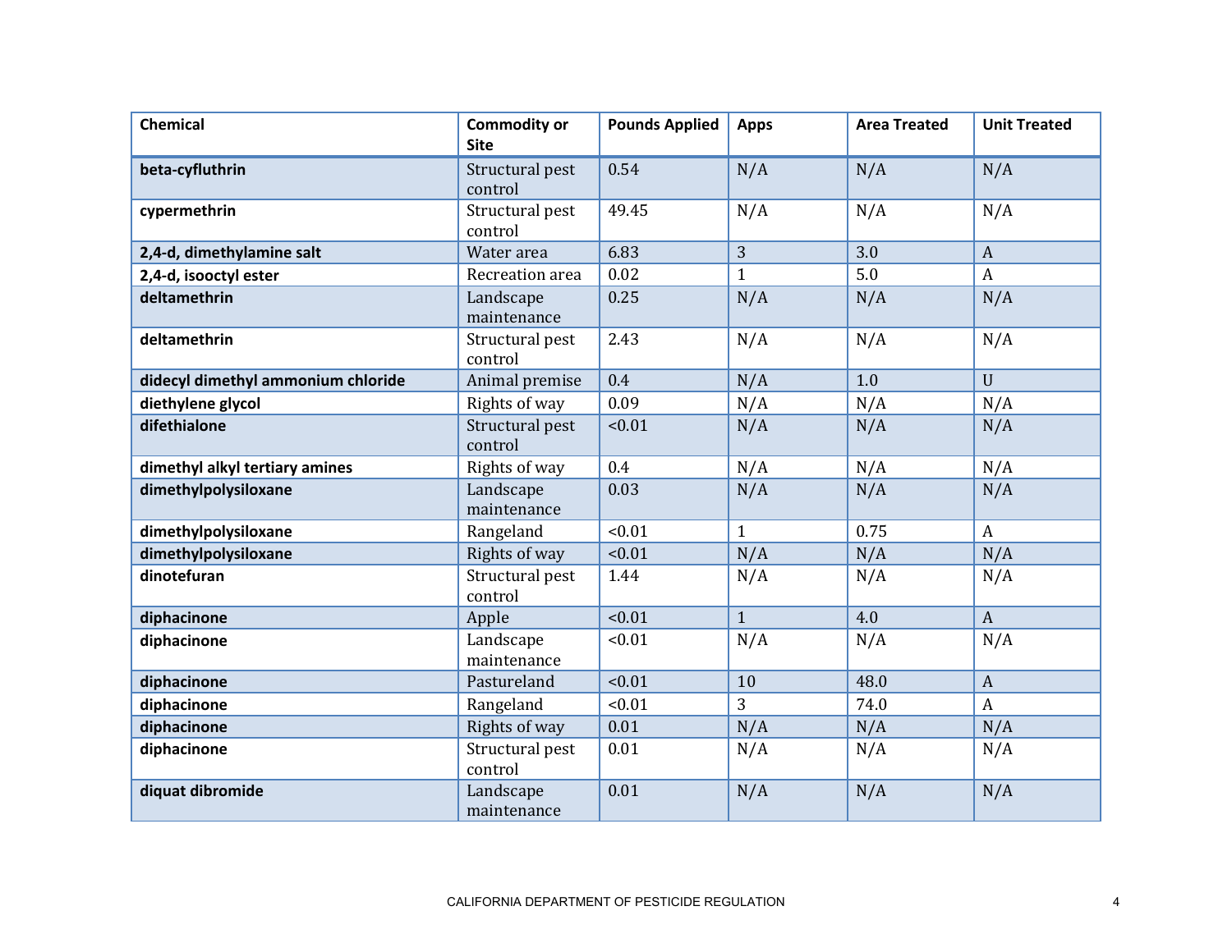| Chemical | Commodity or Site | Pounds Applied | Apps | Area Treated | Unit Treated |
|---|---|---|---|---|---|
| **beta-cyfluthrin** | Structural pest control | 0.54 | N/A | N/A | N/A |
| **cypermethrin** | Structural pest control | 49.45 | N/A | N/A | N/A |
| **2,4-d, dimethylamine salt** | Water area | 6.83 | 3 | 3.0 | A |
| **2,4-d, isooctyl ester** | Recreation area | 0.02 | 1 | 5.0 | A |
| **deltamethrin** | Landscape maintenance | 0.25 | N/A | N/A | N/A |
| **deltamethrin** | Structural pest control | 2.43 | N/A | N/A | N/A |
| **didecyl dimethyl ammonium chloride** | Animal premise | 0.4 | N/A | 1.0 | U |
| **diethylene glycol** | Rights of way | 0.09 | N/A | N/A | N/A |
| **difethialone** | Structural pest control | <0.01 | N/A | N/A | N/A |
| **dimethyl alkyl tertiary amines** | Rights of way | 0.4 | N/A | N/A | N/A |
| **dimethylpolysiloxane** | Landscape maintenance | 0.03 | N/A | N/A | N/A |
| **dimethylpolysiloxane** | Rangeland | <0.01 | 1 | 0.75 | A |
| **dimethylpolysiloxane** | Rights of way | <0.01 | N/A | N/A | N/A |
| **dinotefuran** | Structural pest control | 1.44 | N/A | N/A | N/A |
| **diphacinone** | Apple | <0.01 | 1 | 4.0 | A |
| **diphacinone** | Landscape maintenance | <0.01 | N/A | N/A | N/A |
| **diphacinone** | Pastureland | <0.01 | 10 | 48.0 | A |
| **diphacinone** | Rangeland | <0.01 | 3 | 74.0 | A |
| **diphacinone** | Rights of way | 0.01 | N/A | N/A | N/A |
| **diphacinone** | Structural pest control | 0.01 | N/A | N/A | N/A |
| **diquat dibromide** | Landscape maintenance | 0.01 | N/A | N/A | N/A |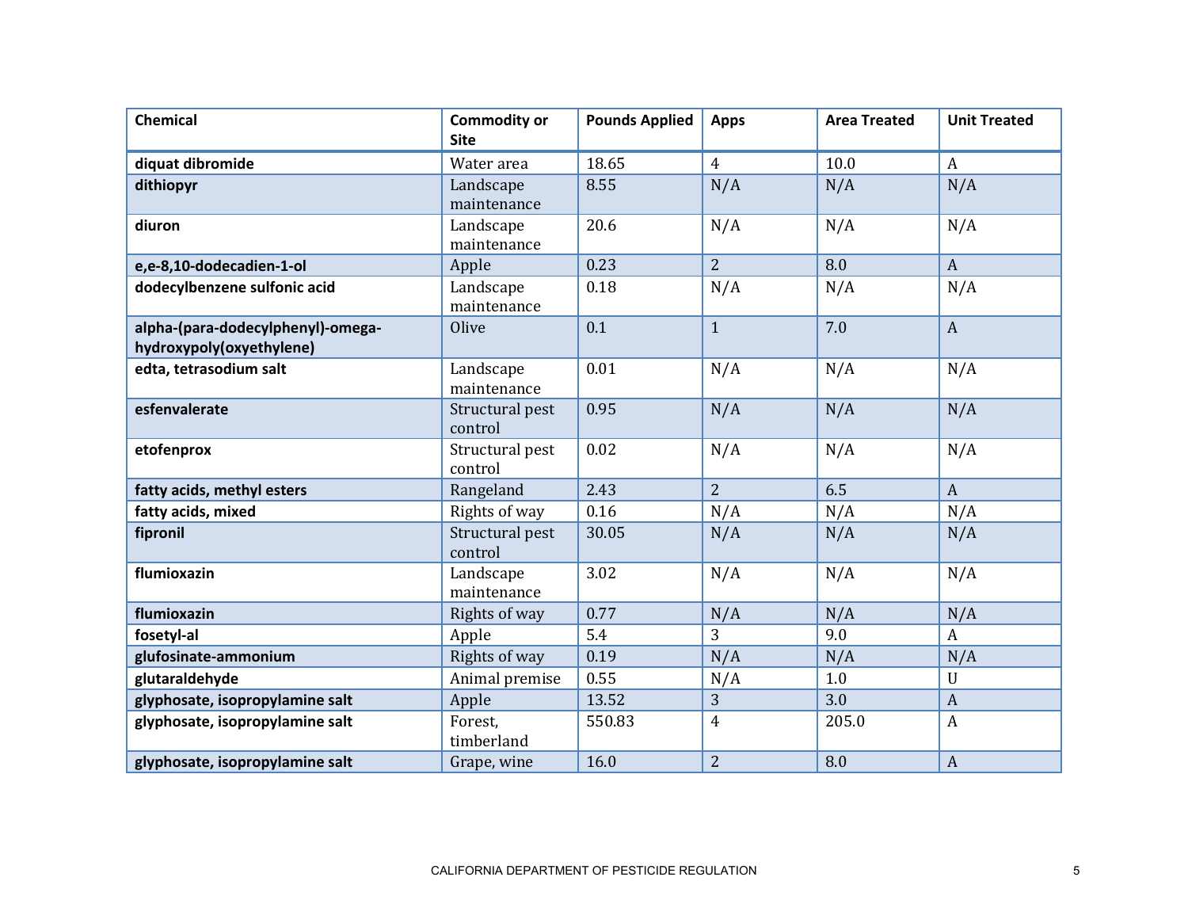| Chemical | Commodity or Site | Pounds Applied | Apps | Area Treated | Unit Treated |
|---|---|---|---|---|---|
| **diquat dibromide** | Water area | 18.65 | 4 | 10.0 | A |
| **dithiopyr** | Landscape maintenance | 8.55 | N/A | N/A | N/A |
| **diuron** | Landscape maintenance | 20.6 | N/A | N/A | N/A |
| **e,e-8,10-dodecadien-1-ol** | Apple | 0.23 | 2 | 8.0 | A |
| **dodecylbenzene sulfonic acid** | Landscape maintenance | 0.18 | N/A | N/A | N/A |
| **alpha-(para-dodecylphenyl)-omega-hydroxypoly(oxyethylene)** | Olive | 0.1 | 1 | 7.0 | A |
| **edta, tetrasodium salt** | Landscape maintenance | 0.01 | N/A | N/A | N/A |
| **esfenvalerate** | Structural pest control | 0.95 | N/A | N/A | N/A |
| **etofenprox** | Structural pest control | 0.02 | N/A | N/A | N/A |
| **fatty acids, methyl esters** | Rangeland | 2.43 | 2 | 6.5 | A |
| **fatty acids, mixed** | Rights of way | 0.16 | N/A | N/A | N/A |
| **fipronil** | Structural pest control | 30.05 | N/A | N/A | N/A |
| **flumioxazin** | Landscape maintenance | 3.02 | N/A | N/A | N/A |
| **flumioxazin** | Rights of way | 0.77 | N/A | N/A | N/A |
| **fosetyl-al** | Apple | 5.4 | 3 | 9.0 | A |
| **glufosinate-ammonium** | Rights of way | 0.19 | N/A | N/A | N/A |
| **glutaraldehyde** | Animal premise | 0.55 | N/A | 1.0 | U |
| **glyphosate, isopropylamine salt** | Apple | 13.52 | 3 | 3.0 | A |
| **glyphosate, isopropylamine salt** | Forest, timberland | 550.83 | 4 | 205.0 | A |
| **glyphosate, isopropylamine salt** | Grape, wine | 16.0 | 2 | 8.0 | A |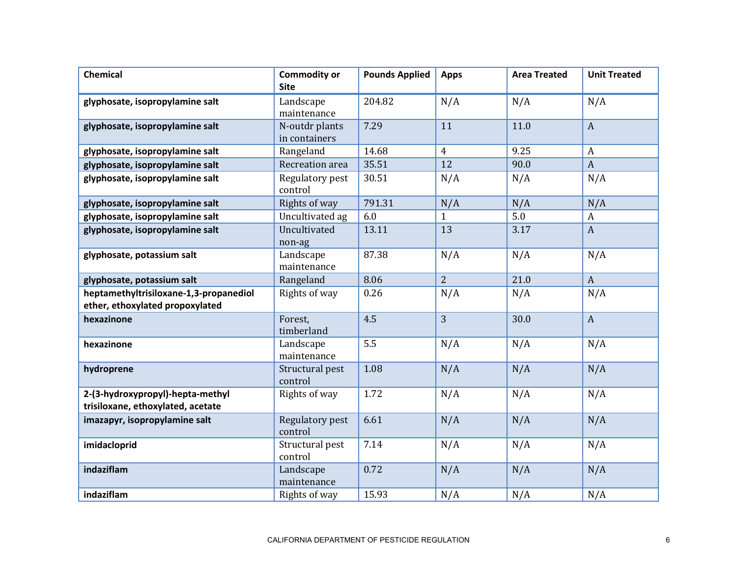| Chemical | Commodity or Site | Pounds Applied | Apps | Area Treated | Unit Treated |
|---|---|---|---|---|---|
| **glyphosate, isopropylamine salt** | Landscape maintenance | 204.82 | N/A | N/A | N/A |
| **glyphosate, isopropylamine salt** | N-outdr plants in containers | 7.29 | 11 | 11.0 | A |
| **glyphosate, isopropylamine salt** | Rangeland | 14.68 | 4 | 9.25 | A |
| **glyphosate, isopropylamine salt** | Recreation area | 35.51 | 12 | 90.0 | A |
| **glyphosate, isopropylamine salt** | Regulatory pest control | 30.51 | N/A | N/A | N/A |
| **glyphosate, isopropylamine salt** | Rights of way | 791.31 | N/A | N/A | N/A |
| **glyphosate, isopropylamine salt** | Uncultivated ag | 6.0 | 1 | 5.0 | A |
| **glyphosate, isopropylamine salt** | Uncultivated non-ag | 13.11 | 13 | 3.17 | A |
| **glyphosate, potassium salt** | Landscape maintenance | 87.38 | N/A | N/A | N/A |
| **glyphosate, potassium salt** | Rangeland | 8.06 | 2 | 21.0 | A |
| **heptamethyltrisiloxane-1,3-propanediol ether, ethoxylated propoxylated** | Rights of way | 0.26 | N/A | N/A | N/A |
| **hexazinone** | Forest, timberland | 4.5 | 3 | 30.0 | A |
| **hexazinone** | Landscape maintenance | 5.5 | N/A | N/A | N/A |
| **hydroprene** | Structural pest control | 1.08 | N/A | N/A | N/A |
| **2-(3-hydroxypropyl)-hepta-methyl trisiloxane, ethoxylated, acetate** | Rights of way | 1.72 | N/A | N/A | N/A |
| **imazapyr, isopropylamine salt** | Regulatory pest control | 6.61 | N/A | N/A | N/A |
| **imidacloprid** | Structural pest control | 7.14 | N/A | N/A | N/A |
| **indaziflam** | Landscape maintenance | 0.72 | N/A | N/A | N/A |
| **indaziflam** | Rights of way | 15.93 | N/A | N/A | N/A |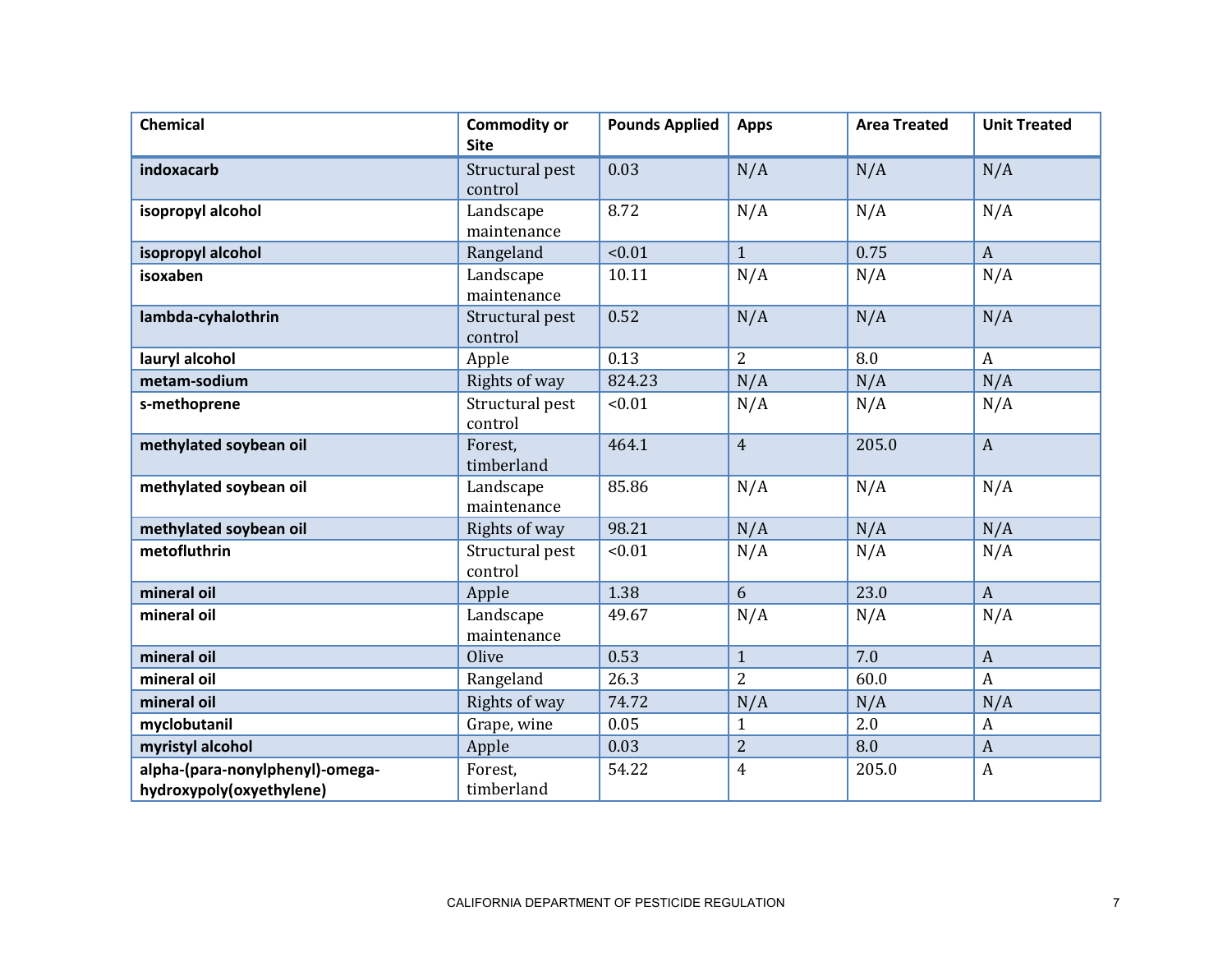| Chemical | Commodity or Site | Pounds Applied | Apps | Area Treated | Unit Treated |
|---|---|---|---|---|---|
| **indoxacarb** | Structural pest control | 0.03 | N/A | N/A | N/A |
| **isopropyl alcohol** | Landscape maintenance | 8.72 | N/A | N/A | N/A |
| **isopropyl alcohol** | Rangeland | <0.01 | 1 | 0.75 | A |
| **isoxaben** | Landscape maintenance | 10.11 | N/A | N/A | N/A |
| **lambda-cyhalothrin** | Structural pest control | 0.52 | N/A | N/A | N/A |
| **lauryl alcohol** | Apple | 0.13 | 2 | 8.0 | A |
| **metam-sodium** | Rights of way | 824.23 | N/A | N/A | N/A |
| **s-methoprene** | Structural pest control | <0.01 | N/A | N/A | N/A |
| **methylated soybean oil** | Forest, timberland | 464.1 | 4 | 205.0 | A |
| **methylated soybean oil** | Landscape maintenance | 85.86 | N/A | N/A | N/A |
| **methylated soybean oil** | Rights of way | 98.21 | N/A | N/A | N/A |
| **metofluthrin** | Structural pest control | <0.01 | N/A | N/A | N/A |
| **mineral oil** | Apple | 1.38 | 6 | 23.0 | A |
| **mineral oil** | Landscape maintenance | 49.67 | N/A | N/A | N/A |
| **mineral oil** | Olive | 0.53 | 1 | 7.0 | A |
| **mineral oil** | Rangeland | 26.3 | 2 | 60.0 | A |
| **mineral oil** | Rights of way | 74.72 | N/A | N/A | N/A |
| **myclobutanil** | Grape, wine | 0.05 | 1 | 2.0 | A |
| **myristyl alcohol** | Apple | 0.03 | 2 | 8.0 | A |
| **alpha-(para-nonylphenyl)-omega-hydroxypoly(oxyethylene)** | Forest, timberland | 54.22 | 4 | 205.0 | A |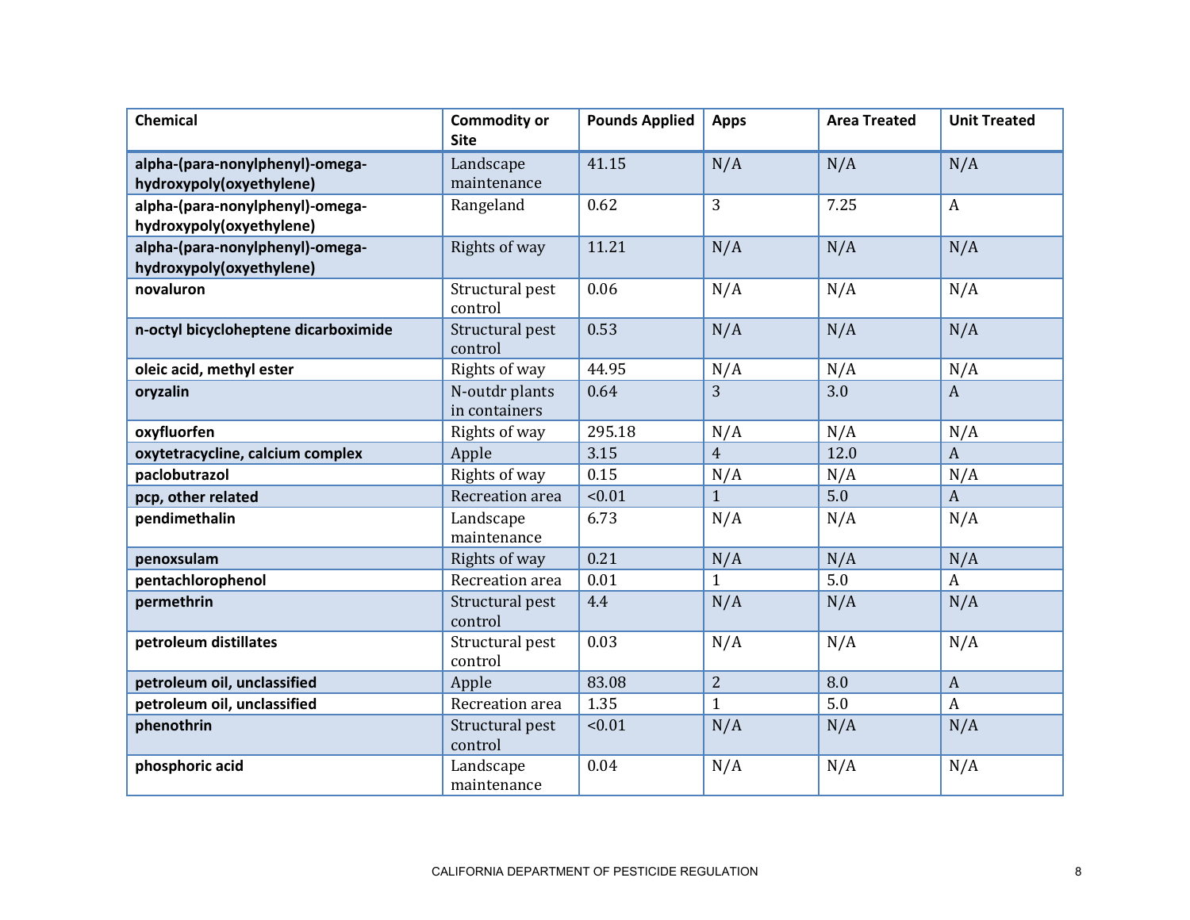| Chemical | Commodity or Site | Pounds Applied | Apps | Area Treated | Unit Treated |
|---|---|---|---|---|---|
| **alpha-(para-nonylphenyl)-omega-hydroxypoly(oxyethylene)** | Landscape maintenance | 41.15 | N/A | N/A | N/A |
| **alpha-(para-nonylphenyl)-omega-hydroxypoly(oxyethylene)** | Rangeland | 0.62 | 3 | 7.25 | A |
| **alpha-(para-nonylphenyl)-omega-hydroxypoly(oxyethylene)** | Rights of way | 11.21 | N/A | N/A | N/A |
| **novaluron** | Structural pest control | 0.06 | N/A | N/A | N/A |
| **n-octyl bicycloheptene dicarboximide** | Structural pest control | 0.53 | N/A | N/A | N/A |
| **oleic acid, methyl ester** | Rights of way | 44.95 | N/A | N/A | N/A |
| **oryzalin** | N-outdr plants in containers | 0.64 | 3 | 3.0 | A |
| **oxyfluorfen** | Rights of way | 295.18 | N/A | N/A | N/A |
| **oxytetracycline, calcium complex** | Apple | 3.15 | 4 | 12.0 | A |
| **paclobutrazol** | Rights of way | 0.15 | N/A | N/A | N/A |
| **pcp, other related** | Recreation area | <0.01 | 1 | 5.0 | A |
| **pendimethalin** | Landscape maintenance | 6.73 | N/A | N/A | N/A |
| **penoxsulam** | Rights of way | 0.21 | N/A | N/A | N/A |
| **pentachlorophenol** | Recreation area | 0.01 | 1 | 5.0 | A |
| **permethrin** | Structural pest control | 4.4 | N/A | N/A | N/A |
| **petroleum distillates** | Structural pest control | 0.03 | N/A | N/A | N/A |
| **petroleum oil, unclassified** | Apple | 83.08 | 2 | 8.0 | A |
| **petroleum oil, unclassified** | Recreation area | 1.35 | 1 | 5.0 | A |
| **phenothrin** | Structural pest control | <0.01 | N/A | N/A | N/A |
| **phosphoric acid** | Landscape maintenance | 0.04 | N/A | N/A | N/A |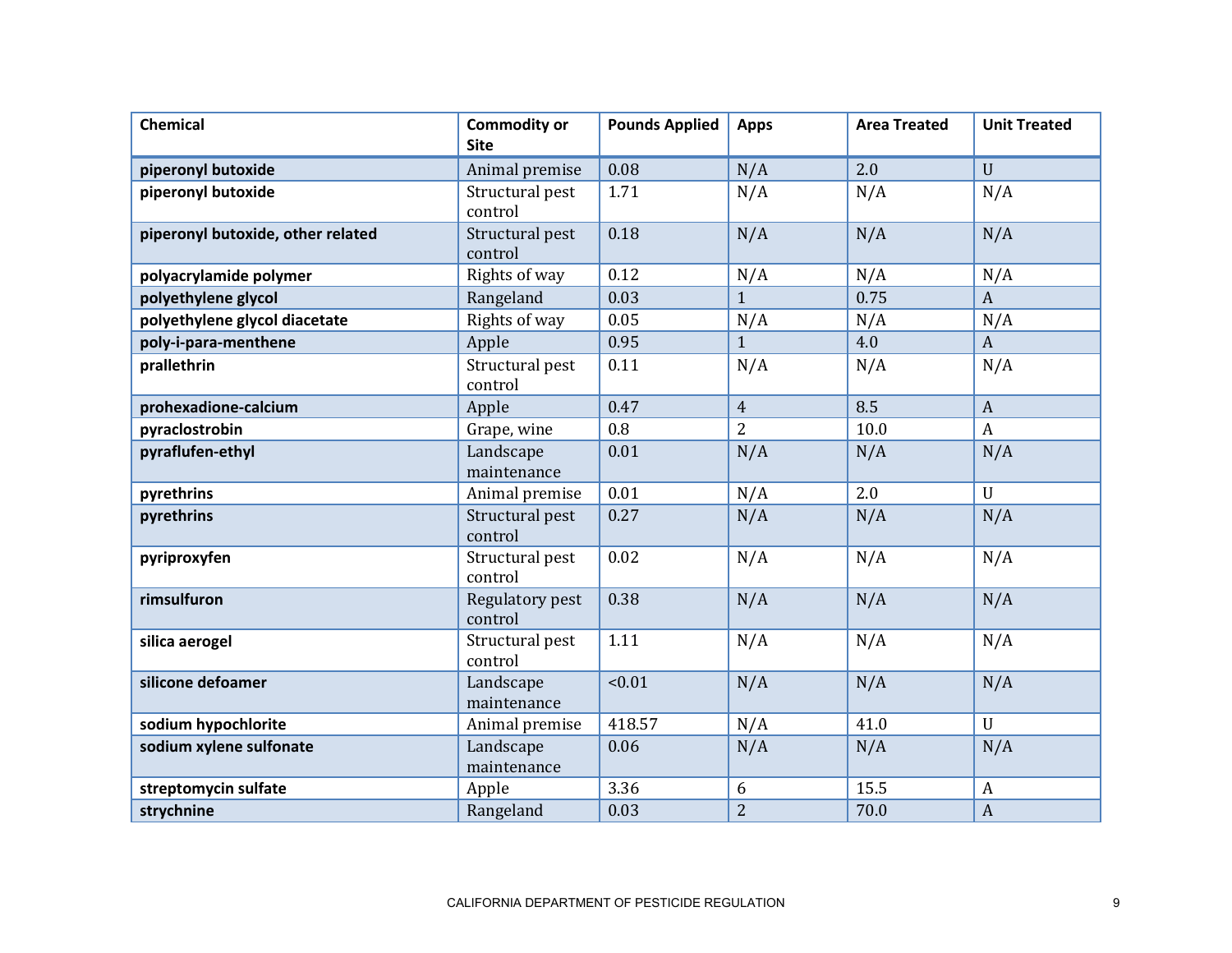| Chemical | Commodity or Site | Pounds Applied | Apps | Area Treated | Unit Treated |
|---|---|---|---|---|---|
| **piperonyl butoxide** | Animal premise | 0.08 | N/A | 2.0 | U |
| **piperonyl butoxide** | Structural pest control | 1.71 | N/A | N/A | N/A |
| **piperonyl butoxide, other related** | Structural pest control | 0.18 | N/A | N/A | N/A |
| **polyacrylamide polymer** | Rights of way | 0.12 | N/A | N/A | N/A |
| **polyethylene glycol** | Rangeland | 0.03 | 1 | 0.75 | A |
| **polyethylene glycol diacetate** | Rights of way | 0.05 | N/A | N/A | N/A |
| **poly-i-para-menthene** | Apple | 0.95 | 1 | 4.0 | A |
| **prallethrin** | Structural pest control | 0.11 | N/A | N/A | N/A |
| **prohexadione-calcium** | Apple | 0.47 | 4 | 8.5 | A |
| **pyraclostrobin** | Grape, wine | 0.8 | 2 | 10.0 | A |
| **pyraflufen-ethyl** | Landscape maintenance | 0.01 | N/A | N/A | N/A |
| **pyrethrins** | Animal premise | 0.01 | N/A | 2.0 | U |
| **pyrethrins** | Structural pest control | 0.27 | N/A | N/A | N/A |
| **pyriproxyfen** | Structural pest control | 0.02 | N/A | N/A | N/A |
| **rimsulfuron** | Regulatory pest control | 0.38 | N/A | N/A | N/A |
| **silica aerogel** | Structural pest control | 1.11 | N/A | N/A | N/A |
| **silicone defoamer** | Landscape maintenance | <0.01 | N/A | N/A | N/A |
| **sodium hypochlorite** | Animal premise | 418.57 | N/A | 41.0 | U |
| **sodium xylene sulfonate** | Landscape maintenance | 0.06 | N/A | N/A | N/A |
| **streptomycin sulfate** | Apple | 3.36 | 6 | 15.5 | A |
| **strychnine** | Rangeland | 0.03 | 2 | 70.0 | A |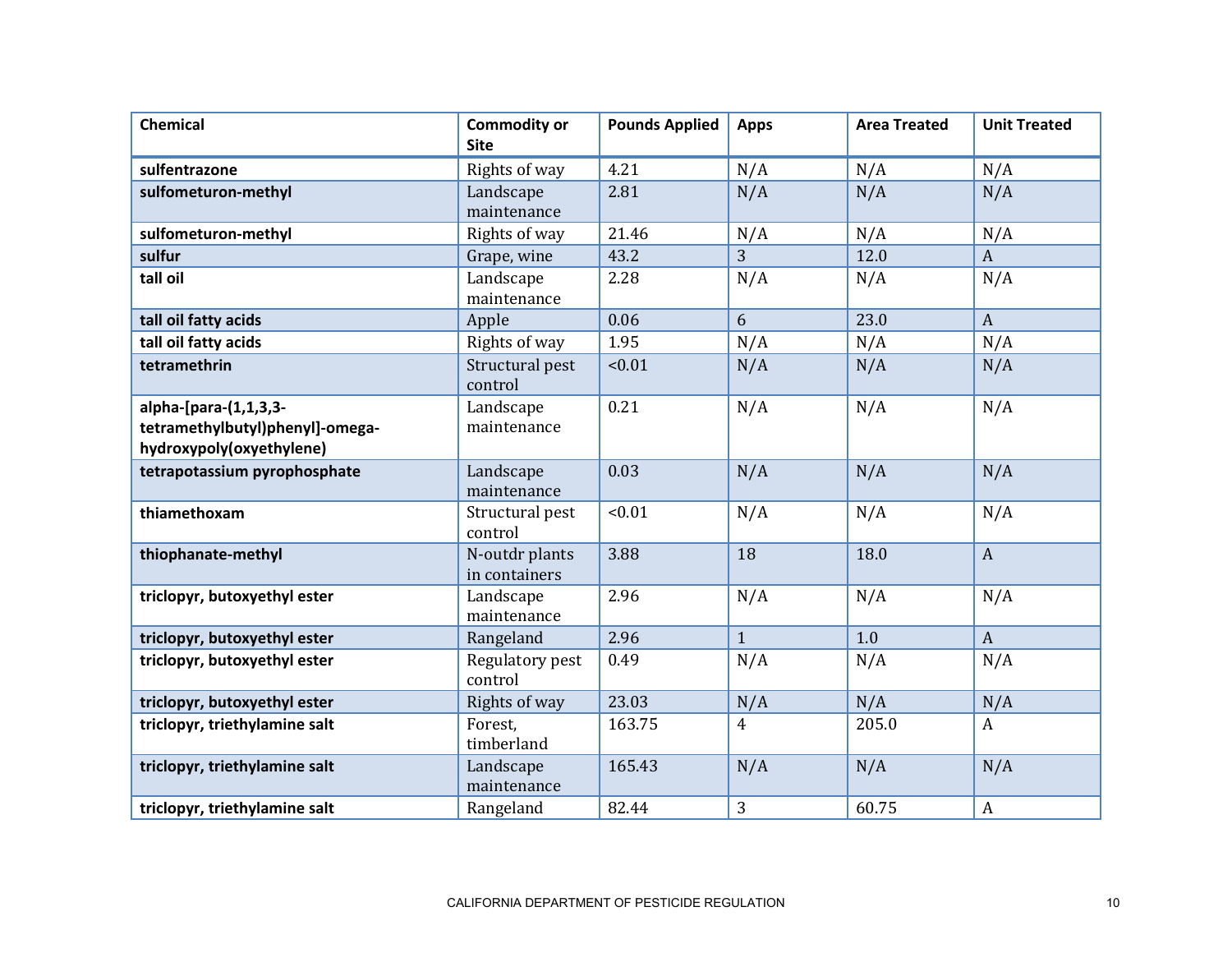| Chemical | Commodity or Site | Pounds Applied | Apps | Area Treated | Unit Treated |
|---|---|---|---|---|---|
| **sulfentrazone** | Rights of way | 4.21 | N/A | N/A | N/A |
| **sulfometuron-methyl** | Landscape maintenance | 2.81 | N/A | N/A | N/A |
| **sulfometuron-methyl** | Rights of way | 21.46 | N/A | N/A | N/A |
| **sulfur** | Grape, wine | 43.2 | 3 | 12.0 | A |
| **tall oil** | Landscape maintenance | 2.28 | N/A | N/A | N/A |
| **tall oil fatty acids** | Apple | 0.06 | 6 | 23.0 | A |
| **tall oil fatty acids** | Rights of way | 1.95 | N/A | N/A | N/A |
| **tetramethrin** | Structural pest control | <0.01 | N/A | N/A | N/A |
| **alpha-[para-(1,1,3,3-tetramethylbutyl)phenyl]-omega-hydroxypoly(oxyethylene)** | Landscape maintenance | 0.21 | N/A | N/A | N/A |
| **tetrapotassium pyrophosphate** | Landscape maintenance | 0.03 | N/A | N/A | N/A |
| **thiamethoxam** | Structural pest control | <0.01 | N/A | N/A | N/A |
| **thiophanate-methyl** | N-outdr plants in containers | 3.88 | 18 | 18.0 | A |
| **triclopyr, butoxyethyl ester** | Landscape maintenance | 2.96 | N/A | N/A | N/A |
| **triclopyr, butoxyethyl ester** | Rangeland | 2.96 | 1 | 1.0 | A |
| **triclopyr, butoxyethyl ester** | Regulatory pest control | 0.49 | N/A | N/A | N/A |
| **triclopyr, butoxyethyl ester** | Rights of way | 23.03 | N/A | N/A | N/A |
| **triclopyr, triethylamine salt** | Forest, timberland | 163.75 | 4 | 205.0 | A |
| **triclopyr, triethylamine salt** | Landscape maintenance | 165.43 | N/A | N/A | N/A |
| **triclopyr, triethylamine salt** | Rangeland | 82.44 | 3 | 60.75 | A |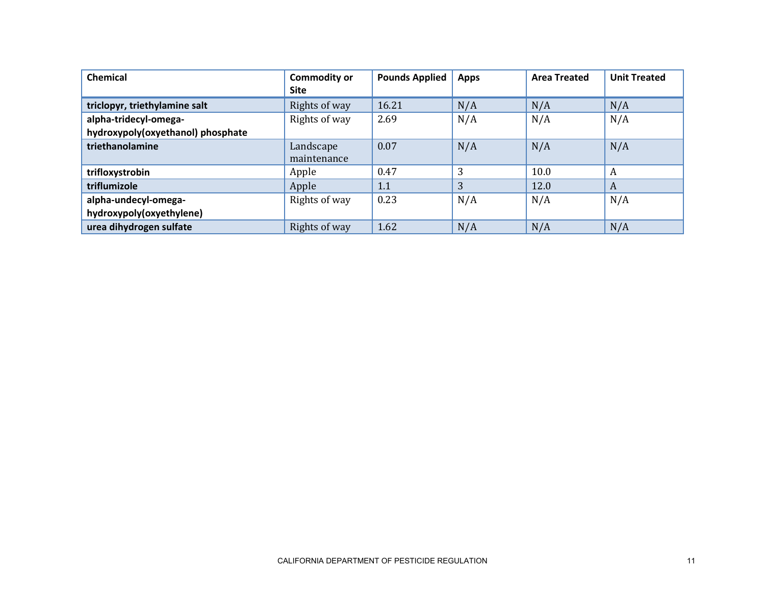| Chemical | Commodity or Site | Pounds Applied | Apps | Area Treated | Unit Treated |
|---|---|---|---|---|---|
| **triclopyr, triethylamine salt** | Rights of way | 16.21 | N/A | N/A | N/A |
| **alpha-tridecyl-omega-hydroxypoly(oxyethanol) phosphate** | Rights of way | 2.69 | N/A | N/A | N/A |
| **triethanolamine** | Landscape maintenance | 0.07 | N/A | N/A | N/A |
| **trifloxystrobin** | Apple | 0.47 | 3 | 10.0 | A |
| **triflumizole** | Apple | 1.1 | 3 | 12.0 | A |
| **alpha-undecyl-omega-hydroxypoly(oxyethylene)** | Rights of way | 0.23 | N/A | N/A | N/A |
| **urea dihydrogen sulfate** | Rights of way | 1.62 | N/A | N/A | N/A |